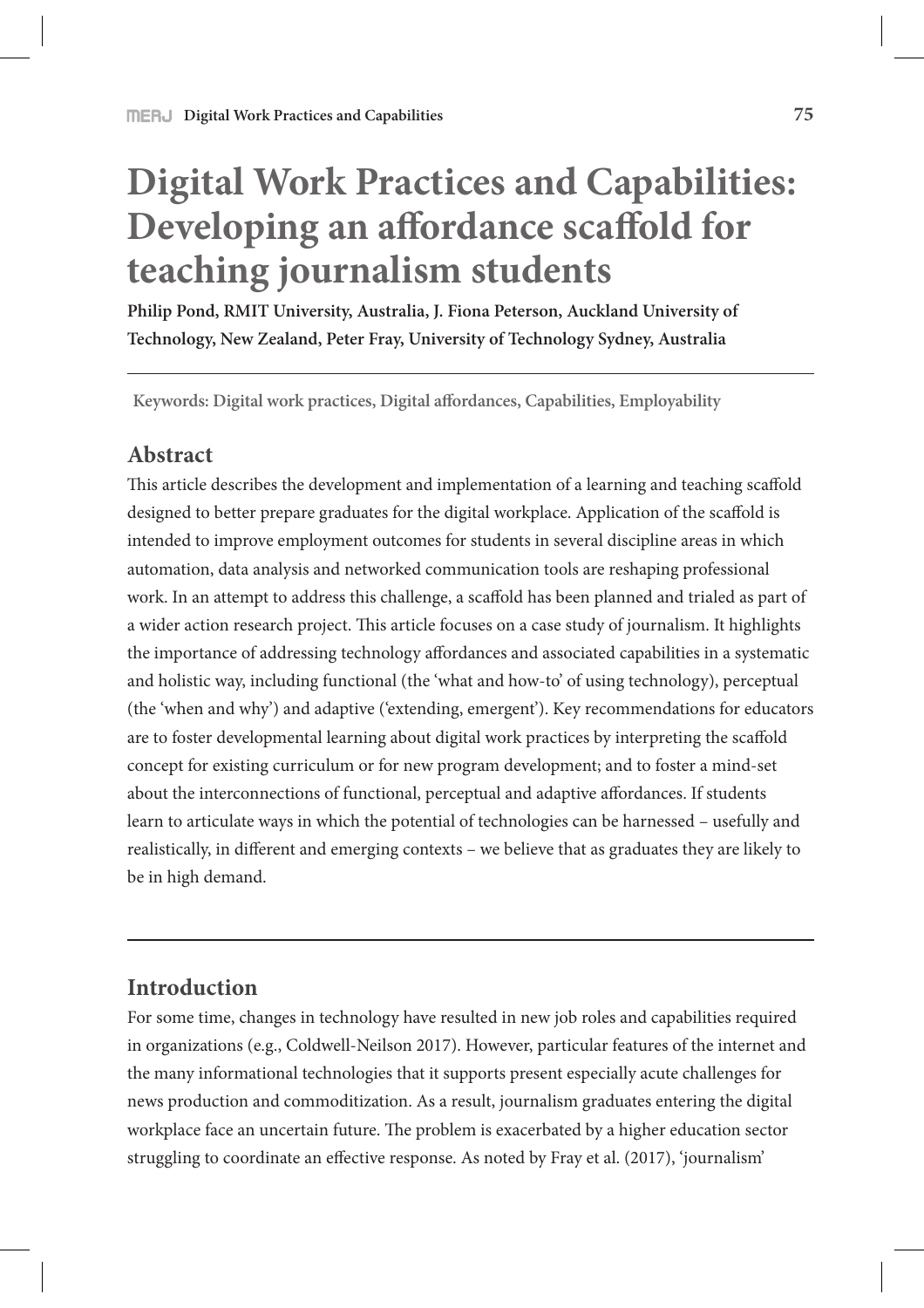# Digital Work Practices and Capabilities: Developing an affordance scaffold for teaching journalism students

**Philip Pond, RMIT University, Australia, J. Fiona Peterson, Auckland University of Technology, New Zealand, Peter Fray, University of Technology Sydney, Australia**

**Keywords: Digital work practices, Digital affordances, Capabilities, Employability**

## Abstract

This article describes the development and implementation of a learning and teaching scaffold designed to better prepare graduates for the digital workplace. Application of the scaffold is intended to improve employment outcomes for students in several discipline areas in which automation, data analysis and networked communication tools are reshaping professional work. In an attempt to address this challenge, a scaffold has been planned and trialed as part of a wider action research project. This article focuses on a case study of journalism. It highlights the importance of addressing technology affordances and associated capabilities in a systematic and holistic way, including functional (the 'what and how-to' of using technology), perceptual (the 'when and why') and adaptive ('extending, emergent'). Key recommendations for educators are to foster developmental learning about digital work practices by interpreting the scaffold concept for existing curriculum or for new program development; and to foster a mind-set about the interconnections of functional, perceptual and adaptive affordances. If students learn to articulate ways in which the potential of technologies can be harnessed – usefully and realistically, in different and emerging contexts – we believe that as graduates they are likely to be in high demand.

## Introduction

For some time, changes in technology have resulted in new job roles and capabilities required in organizations (e.g., Coldwell-Neilson 2017). However, particular features of the internet and the many informational technologies that it supports present especially acute challenges for news production and commoditization. As a result, journalism graduates entering the digital workplace face an uncertain future. The problem is exacerbated by a higher education sector struggling to coordinate an effective response. As noted by Fray et al. (2017), 'journalism'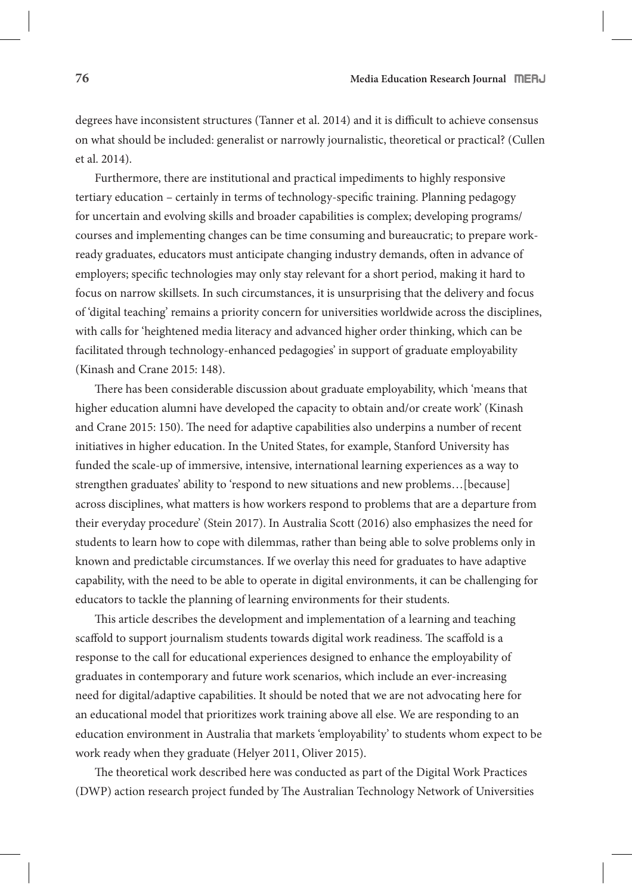degrees have inconsistent structures (Tanner et al. 2014) and it is difficult to achieve consensus on what should be included: generalist or narrowly journalistic, theoretical or practical? (Cullen et al. 2014).

Furthermore, there are institutional and practical impediments to highly responsive tertiary education – certainly in terms of technology-specific training. Planning pedagogy for uncertain and evolving skills and broader capabilities is complex; developing programs/courses and implementing changes can be time consuming and bureaucratic; to prepare work-ready graduates, educators must anticipate changing industry demands, often in advance of employers; specific technologies may only stay relevant for a short period, making it hard to focus on narrow skillsets. In such circumstances, it is unsurprising that the delivery and focus of 'digital teaching' remains a priority concern for universities worldwide across the disciplines, with calls for 'heightened media literacy and advanced higher order thinking, which can be facilitated through technology-enhanced pedagogies' in support of graduate employability (Kinash and Crane 2015: 148).

There has been considerable discussion about graduate employability, which 'means that higher education alumni have developed the capacity to obtain and/or create work' (Kinash and Crane 2015: 150). The need for adaptive capabilities also underpins a number of recent initiatives in higher education. In the United States, for example, Stanford University has funded the scale-up of immersive, intensive, international learning experiences as a way to strengthen graduates' ability to 'respond to new situations and new problems…[because] across disciplines, what matters is how workers respond to problems that are a departure from their everyday procedure' (Stein 2017). In Australia Scott (2016) also emphasizes the need for students to learn how to cope with dilemmas, rather than being able to solve problems only in known and predictable circumstances. If we overlay this need for graduates to have adaptive capability, with the need to be able to operate in digital environments, it can be challenging for educators to tackle the planning of learning environments for their students.

This article describes the development and implementation of a learning and teaching scaffold to support journalism students towards digital work readiness. The scaffold is a response to the call for educational experiences designed to enhance the employability of graduates in contemporary and future work scenarios, which include an ever-increasing need for digital/adaptive capabilities. It should be noted that we are not advocating here for an educational model that prioritizes work training above all else. We are responding to an education environment in Australia that markets 'employability' to students whom expect to be work ready when they graduate (Helyer 2011, Oliver 2015).

The theoretical work described here was conducted as part of the Digital Work Practices (DWP) action research project funded by The Australian Technology Network of Universities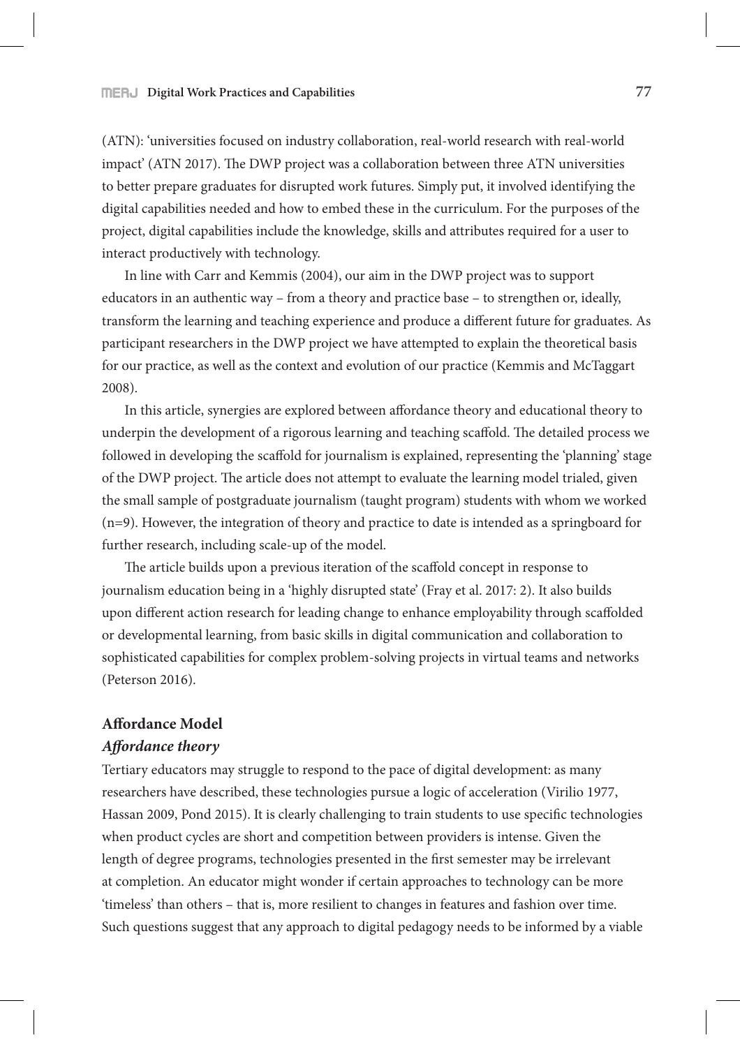(ATN): 'universities focused on industry collaboration, real-world research with real-world impact' (ATN 2017). The DWP project was a collaboration between three ATN universities to better prepare graduates for disrupted work futures. Simply put, it involved identifying the digital capabilities needed and how to embed these in the curriculum. For the purposes of the project, digital capabilities include the knowledge, skills and attributes required for a user to interact productively with technology.

In line with Carr and Kemmis (2004), our aim in the DWP project was to support educators in an authentic way – from a theory and practice base – to strengthen or, ideally, transform the learning and teaching experience and produce a different future for graduates. As participant researchers in the DWP project we have attempted to explain the theoretical basis for our practice, as well as the context and evolution of our practice (Kemmis and McTaggart 2008).

In this article, synergies are explored between affordance theory and educational theory to underpin the development of a rigorous learning and teaching scaffold. The detailed process we followed in developing the scaffold for journalism is explained, representing the 'planning' stage of the DWP project. The article does not attempt to evaluate the learning model trialed, given the small sample of postgraduate journalism (taught program) students with whom we worked (n=9). However, the integration of theory and practice to date is intended as a springboard for further research, including scale-up of the model.

The article builds upon a previous iteration of the scaffold concept in response to journalism education being in a 'highly disrupted state' (Fray et al. 2017: 2). It also builds upon different action research for leading change to enhance employability through scaffolded or developmental learning, from basic skills in digital communication and collaboration to sophisticated capabilities for complex problem-solving projects in virtual teams and networks (Peterson 2016).

## Affordance Model

### *Affordance theory*

Tertiary educators may struggle to respond to the pace of digital development: as many researchers have described, these technologies pursue a logic of acceleration (Virilio 1977, Hassan 2009, Pond 2015). It is clearly challenging to train students to use specific technologies when product cycles are short and competition between providers is intense. Given the length of degree programs, technologies presented in the first semester may be irrelevant at completion. An educator might wonder if certain approaches to technology can be more 'timeless' than others – that is, more resilient to changes in features and fashion over time. Such questions suggest that any approach to digital pedagogy needs to be informed by a viable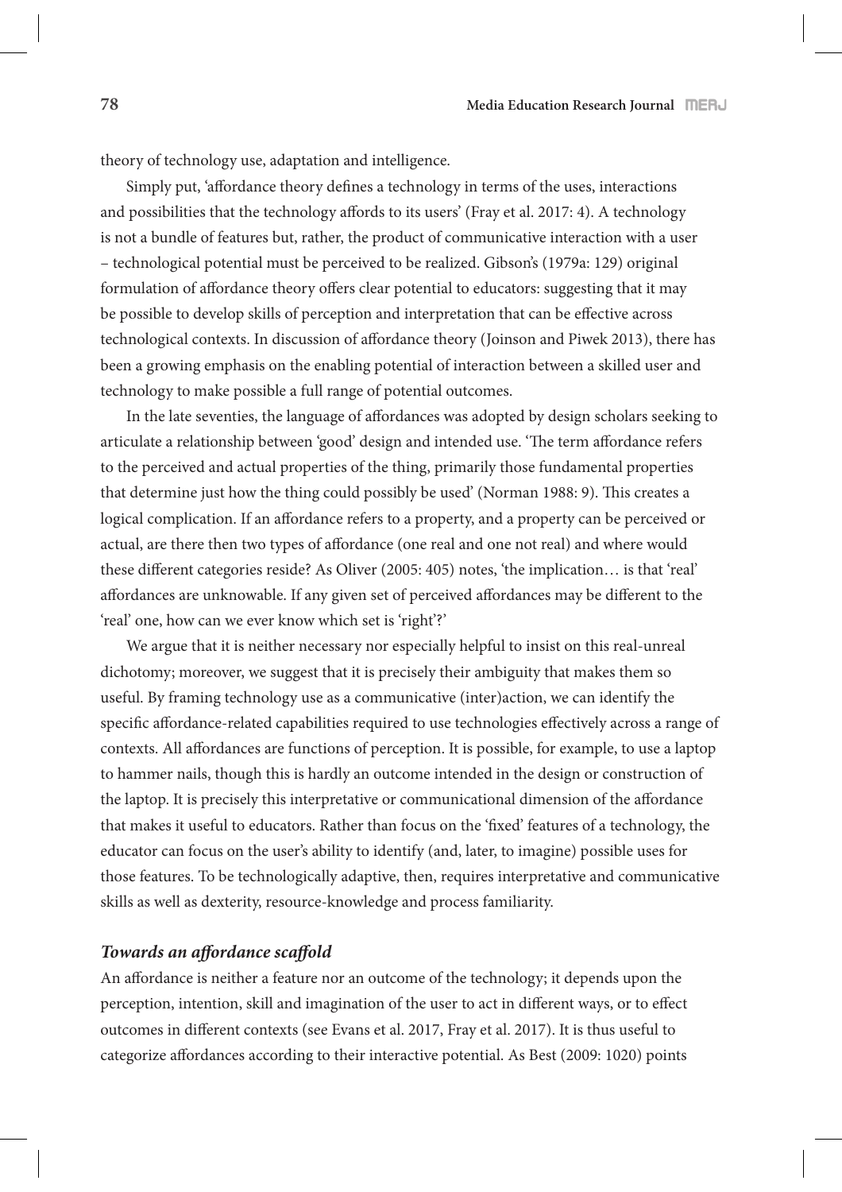theory of technology use, adaptation and intelligence.

Simply put, 'affordance theory defines a technology in terms of the uses, interactions and possibilities that the technology affords to its users' (Fray et al. 2017: 4). A technology is not a bundle of features but, rather, the product of communicative interaction with a user – technological potential must be perceived to be realized. Gibson's (1979a: 129) original formulation of affordance theory offers clear potential to educators: suggesting that it may be possible to develop skills of perception and interpretation that can be effective across technological contexts. In discussion of affordance theory (Joinson and Piwek 2013), there has been a growing emphasis on the enabling potential of interaction between a skilled user and technology to make possible a full range of potential outcomes.

In the late seventies, the language of affordances was adopted by design scholars seeking to articulate a relationship between 'good' design and intended use. 'The term affordance refers to the perceived and actual properties of the thing, primarily those fundamental properties that determine just how the thing could possibly be used' (Norman 1988: 9). This creates a logical complication. If an affordance refers to a property, and a property can be perceived or actual, are there then two types of affordance (one real and one not real) and where would these different categories reside? As Oliver (2005: 405) notes, 'the implication… is that 'real' affordances are unknowable. If any given set of perceived affordances may be different to the 'real' one, how can we ever know which set is 'right'?'

We argue that it is neither necessary nor especially helpful to insist on this real-unreal dichotomy; moreover, we suggest that it is precisely their ambiguity that makes them so useful. By framing technology use as a communicative (inter)action, we can identify the specific affordance-related capabilities required to use technologies effectively across a range of contexts. All affordances are functions of perception. It is possible, for example, to use a laptop to hammer nails, though this is hardly an outcome intended in the design or construction of the laptop. It is precisely this interpretative or communicational dimension of the affordance that makes it useful to educators. Rather than focus on the 'fixed' features of a technology, the educator can focus on the user's ability to identify (and, later, to imagine) possible uses for those features. To be technologically adaptive, then, requires interpretative and communicative skills as well as dexterity, resource-knowledge and process familiarity.

### *Towards an affordance scaffold*

An affordance is neither a feature nor an outcome of the technology; it depends upon the perception, intention, skill and imagination of the user to act in different ways, or to effect outcomes in different contexts (see Evans et al. 2017, Fray et al. 2017). It is thus useful to categorize affordances according to their interactive potential. As Best (2009: 1020) points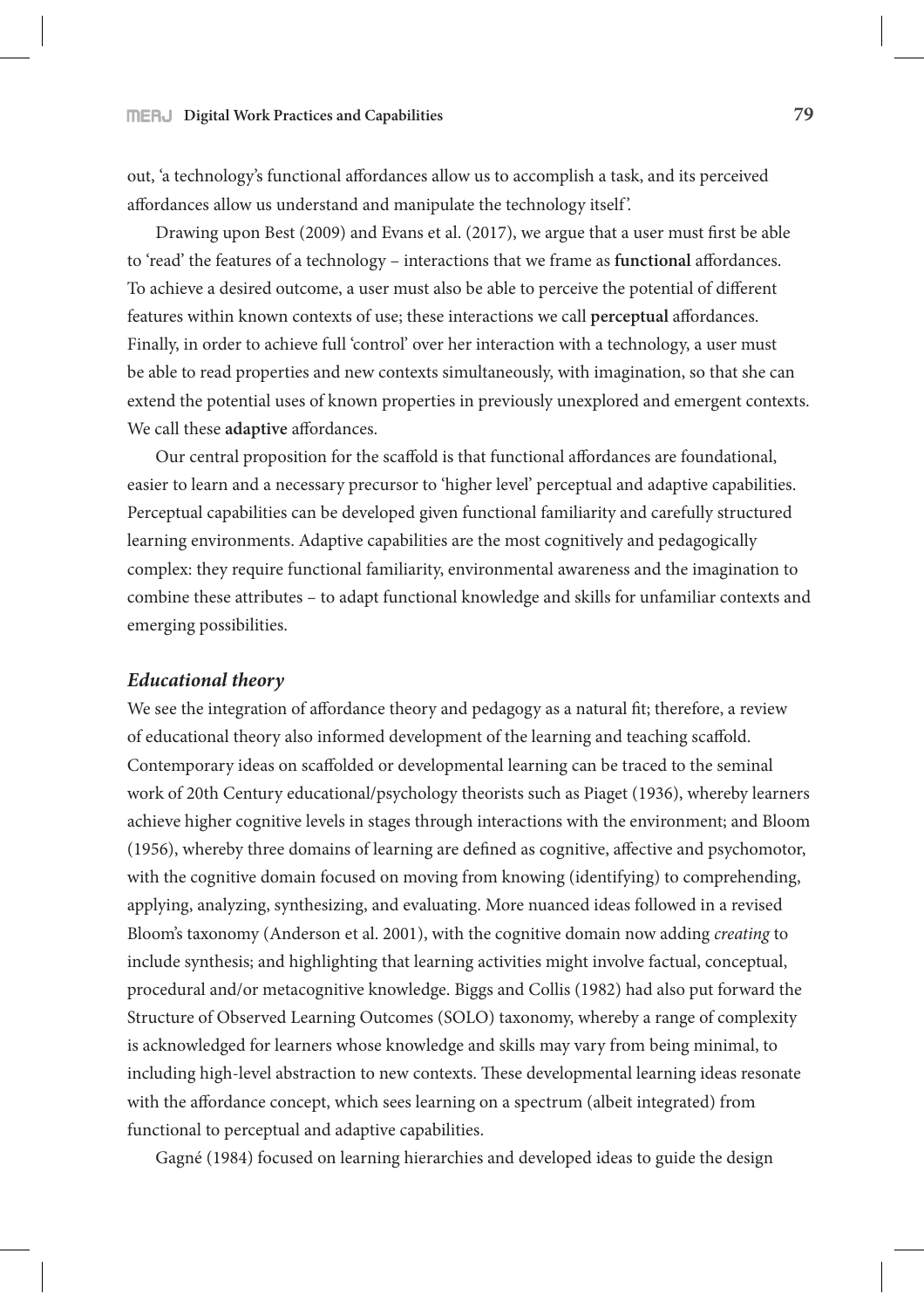out, 'a technology's functional affordances allow us to accomplish a task, and its perceived affordances allow us understand and manipulate the technology itself'.

Drawing upon Best (2009) and Evans et al. (2017), we argue that a user must first be able to 'read' the features of a technology – interactions that we frame as **functional** affordances. To achieve a desired outcome, a user must also be able to perceive the potential of different features within known contexts of use; these interactions we call **perceptual** affordances. Finally, in order to achieve full 'control' over her interaction with a technology, a user must be able to read properties and new contexts simultaneously, with imagination, so that she can extend the potential uses of known properties in previously unexplored and emergent contexts. We call these **adaptive** affordances.

Our central proposition for the scaffold is that functional affordances are foundational, easier to learn and a necessary precursor to 'higher level' perceptual and adaptive capabilities. Perceptual capabilities can be developed given functional familiarity and carefully structured learning environments. Adaptive capabilities are the most cognitively and pedagogically complex: they require functional familiarity, environmental awareness and the imagination to combine these attributes – to adapt functional knowledge and skills for unfamiliar contexts and emerging possibilities.

### *Educational theory*

We see the integration of affordance theory and pedagogy as a natural fit; therefore, a review of educational theory also informed development of the learning and teaching scaffold. Contemporary ideas on scaffolded or developmental learning can be traced to the seminal work of 20th Century educational/psychology theorists such as Piaget (1936), whereby learners achieve higher cognitive levels in stages through interactions with the environment; and Bloom (1956), whereby three domains of learning are defined as cognitive, affective and psychomotor, with the cognitive domain focused on moving from knowing (identifying) to comprehending, applying, analyzing, synthesizing, and evaluating. More nuanced ideas followed in a revised Bloom's taxonomy (Anderson et al. 2001), with the cognitive domain now adding *creating* to include synthesis; and highlighting that learning activities might involve factual, conceptual, procedural and/or metacognitive knowledge. Biggs and Collis (1982) had also put forward the Structure of Observed Learning Outcomes (SOLO) taxonomy, whereby a range of complexity is acknowledged for learners whose knowledge and skills may vary from being minimal, to including high-level abstraction to new contexts. These developmental learning ideas resonate with the affordance concept, which sees learning on a spectrum (albeit integrated) from functional to perceptual and adaptive capabilities.

Gagné (1984) focused on learning hierarchies and developed ideas to guide the design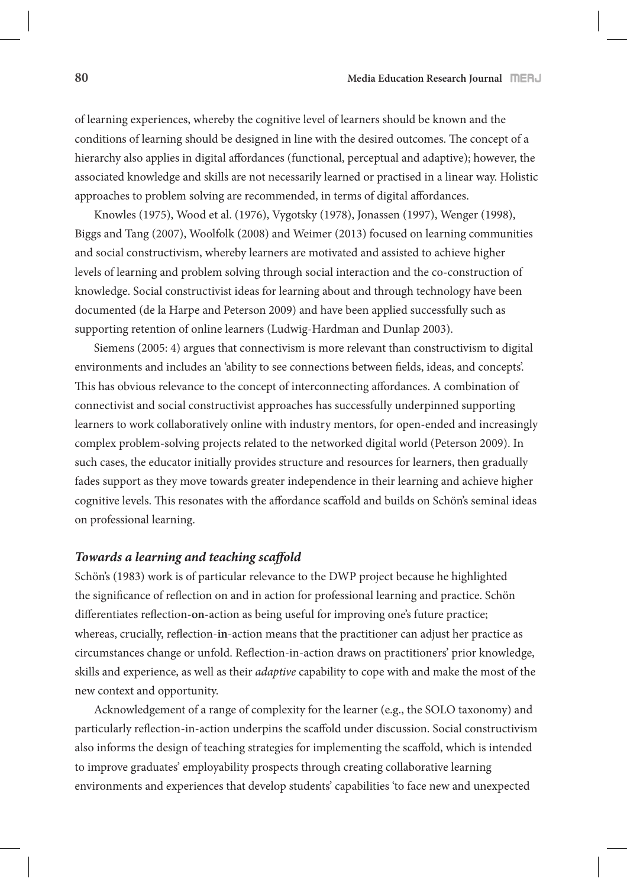of learning experiences, whereby the cognitive level of learners should be known and the conditions of learning should be designed in line with the desired outcomes. The concept of a hierarchy also applies in digital affordances (functional, perceptual and adaptive); however, the associated knowledge and skills are not necessarily learned or practised in a linear way. Holistic approaches to problem solving are recommended, in terms of digital affordances.

Knowles (1975), Wood et al. (1976), Vygotsky (1978), Jonassen (1997), Wenger (1998), Biggs and Tang (2007), Woolfolk (2008) and Weimer (2013) focused on learning communities and social constructivism, whereby learners are motivated and assisted to achieve higher levels of learning and problem solving through social interaction and the co-construction of knowledge. Social constructivist ideas for learning about and through technology have been documented (de la Harpe and Peterson 2009) and have been applied successfully such as supporting retention of online learners (Ludwig-Hardman and Dunlap 2003).

Siemens (2005: 4) argues that connectivism is more relevant than constructivism to digital environments and includes an 'ability to see connections between fields, ideas, and concepts'. This has obvious relevance to the concept of interconnecting affordances. A combination of connectivist and social constructivist approaches has successfully underpinned supporting learners to work collaboratively online with industry mentors, for open-ended and increasingly complex problem-solving projects related to the networked digital world (Peterson 2009). In such cases, the educator initially provides structure and resources for learners, then gradually fades support as they move towards greater independence in their learning and achieve higher cognitive levels. This resonates with the affordance scaffold and builds on Schön's seminal ideas on professional learning.

### *Towards a learning and teaching scaffold*

Schön's (1983) work is of particular relevance to the DWP project because he highlighted the significance of reflection on and in action for professional learning and practice. Schön differentiates reflection-**on**-action as being useful for improving one's future practice; whereas, crucially, reflection-**in**-action means that the practitioner can adjust her practice as circumstances change or unfold. Reflection-in-action draws on practitioners' prior knowledge, skills and experience, as well as their *adaptive* capability to cope with and make the most of the new context and opportunity.

Acknowledgement of a range of complexity for the learner (e.g., the SOLO taxonomy) and particularly reflection-in-action underpins the scaffold under discussion. Social constructivism also informs the design of teaching strategies for implementing the scaffold, which is intended to improve graduates' employability prospects through creating collaborative learning environments and experiences that develop students' capabilities 'to face new and unexpected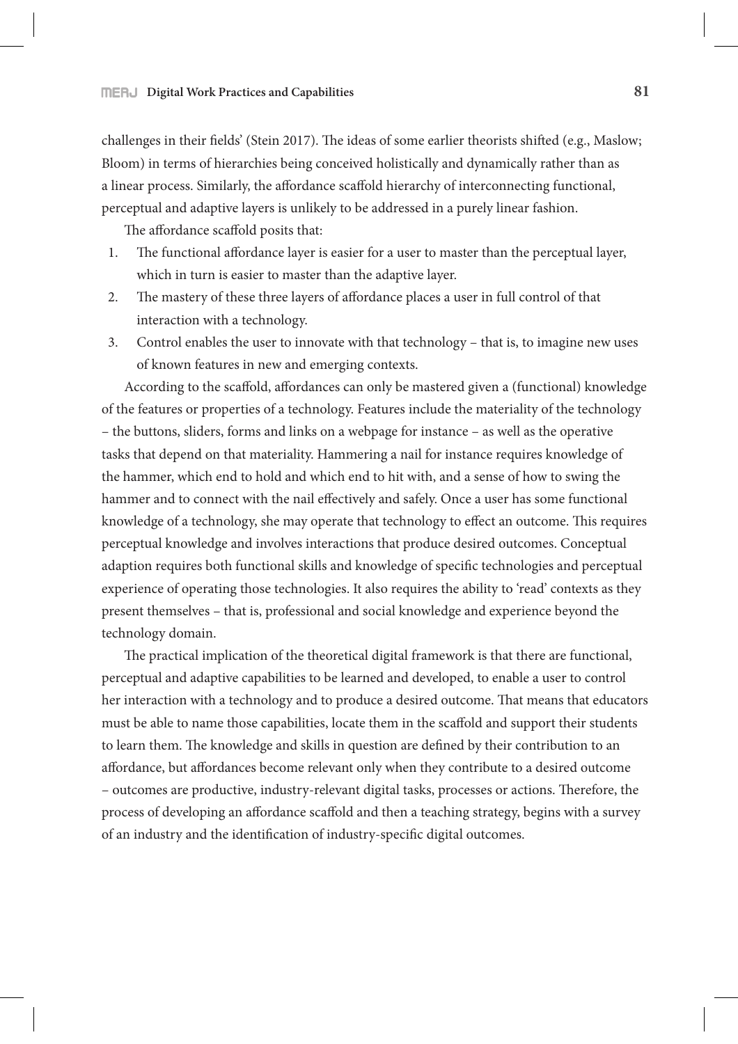challenges in their fields' (Stein 2017). The ideas of some earlier theorists shifted (e.g., Maslow; Bloom) in terms of hierarchies being conceived holistically and dynamically rather than as a linear process. Similarly, the affordance scaffold hierarchy of interconnecting functional, perceptual and adaptive layers is unlikely to be addressed in a purely linear fashion.

The affordance scaffold posits that:

1. The functional affordance layer is easier for a user to master than the perceptual layer, which in turn is easier to master than the adaptive layer.
2. The mastery of these three layers of affordance places a user in full control of that interaction with a technology.
3. Control enables the user to innovate with that technology – that is, to imagine new uses of known features in new and emerging contexts.

According to the scaffold, affordances can only be mastered given a (functional) knowledge of the features or properties of a technology. Features include the materiality of the technology – the buttons, sliders, forms and links on a webpage for instance – as well as the operative tasks that depend on that materiality. Hammering a nail for instance requires knowledge of the hammer, which end to hold and which end to hit with, and a sense of how to swing the hammer and to connect with the nail effectively and safely. Once a user has some functional knowledge of a technology, she may operate that technology to effect an outcome. This requires perceptual knowledge and involves interactions that produce desired outcomes. Conceptual adaption requires both functional skills and knowledge of specific technologies and perceptual experience of operating those technologies. It also requires the ability to 'read' contexts as they present themselves – that is, professional and social knowledge and experience beyond the technology domain.

The practical implication of the theoretical digital framework is that there are functional, perceptual and adaptive capabilities to be learned and developed, to enable a user to control her interaction with a technology and to produce a desired outcome. That means that educators must be able to name those capabilities, locate them in the scaffold and support their students to learn them. The knowledge and skills in question are defined by their contribution to an affordance, but affordances become relevant only when they contribute to a desired outcome – outcomes are productive, industry-relevant digital tasks, processes or actions. Therefore, the process of developing an affordance scaffold and then a teaching strategy, begins with a survey of an industry and the identification of industry-specific digital outcomes.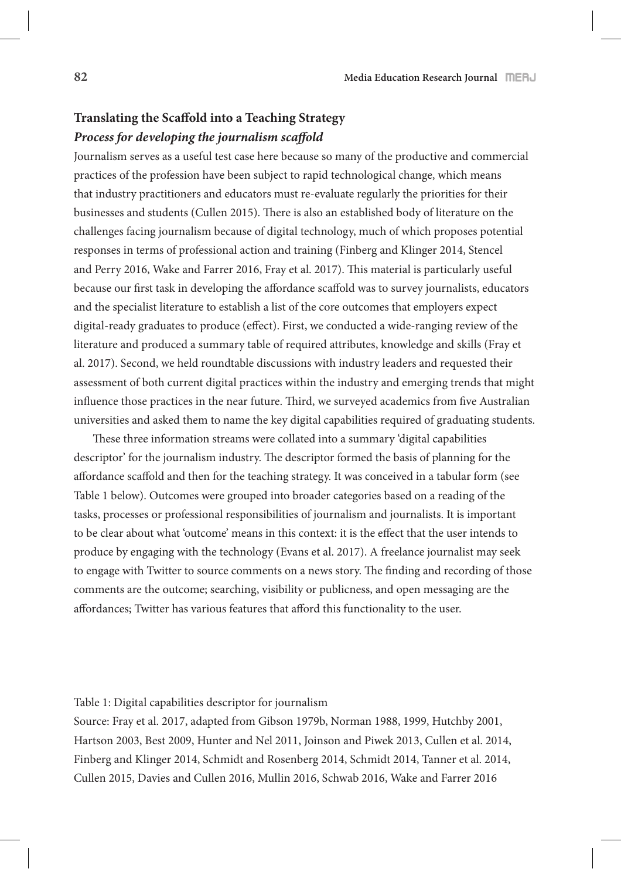## Translating the Scaffold into a Teaching Strategy

### *Process for developing the journalism scaffold*

Journalism serves as a useful test case here because so many of the productive and commercial practices of the profession have been subject to rapid technological change, which means that industry practitioners and educators must re-evaluate regularly the priorities for their businesses and students (Cullen 2015). There is also an established body of literature on the challenges facing journalism because of digital technology, much of which proposes potential responses in terms of professional action and training (Finberg and Klinger 2014, Stencel and Perry 2016, Wake and Farrer 2016, Fray et al. 2017). This material is particularly useful because our first task in developing the affordance scaffold was to survey journalists, educators and the specialist literature to establish a list of the core outcomes that employers expect digital-ready graduates to produce (effect). First, we conducted a wide-ranging review of the literature and produced a summary table of required attributes, knowledge and skills (Fray et al. 2017). Second, we held roundtable discussions with industry leaders and requested their assessment of both current digital practices within the industry and emerging trends that might influence those practices in the near future. Third, we surveyed academics from five Australian universities and asked them to name the key digital capabilities required of graduating students.

These three information streams were collated into a summary 'digital capabilities descriptor' for the journalism industry. The descriptor formed the basis of planning for the affordance scaffold and then for the teaching strategy. It was conceived in a tabular form (see Table 1 below). Outcomes were grouped into broader categories based on a reading of the tasks, processes or professional responsibilities of journalism and journalists. It is important to be clear about what 'outcome' means in this context: it is the effect that the user intends to produce by engaging with the technology (Evans et al. 2017). A freelance journalist may seek to engage with Twitter to source comments on a news story. The finding and recording of those comments are the outcome; searching, visibility or publicness, and open messaging are the affordances; Twitter has various features that afford this functionality to the user.

Table 1: Digital capabilities descriptor for journalism

Source: Fray et al. 2017, adapted from Gibson 1979b, Norman 1988, 1999, Hutchby 2001, Hartson 2003, Best 2009, Hunter and Nel 2011, Joinson and Piwek 2013, Cullen et al. 2014, Finberg and Klinger 2014, Schmidt and Rosenberg 2014, Schmidt 2014, Tanner et al. 2014, Cullen 2015, Davies and Cullen 2016, Mullin 2016, Schwab 2016, Wake and Farrer 2016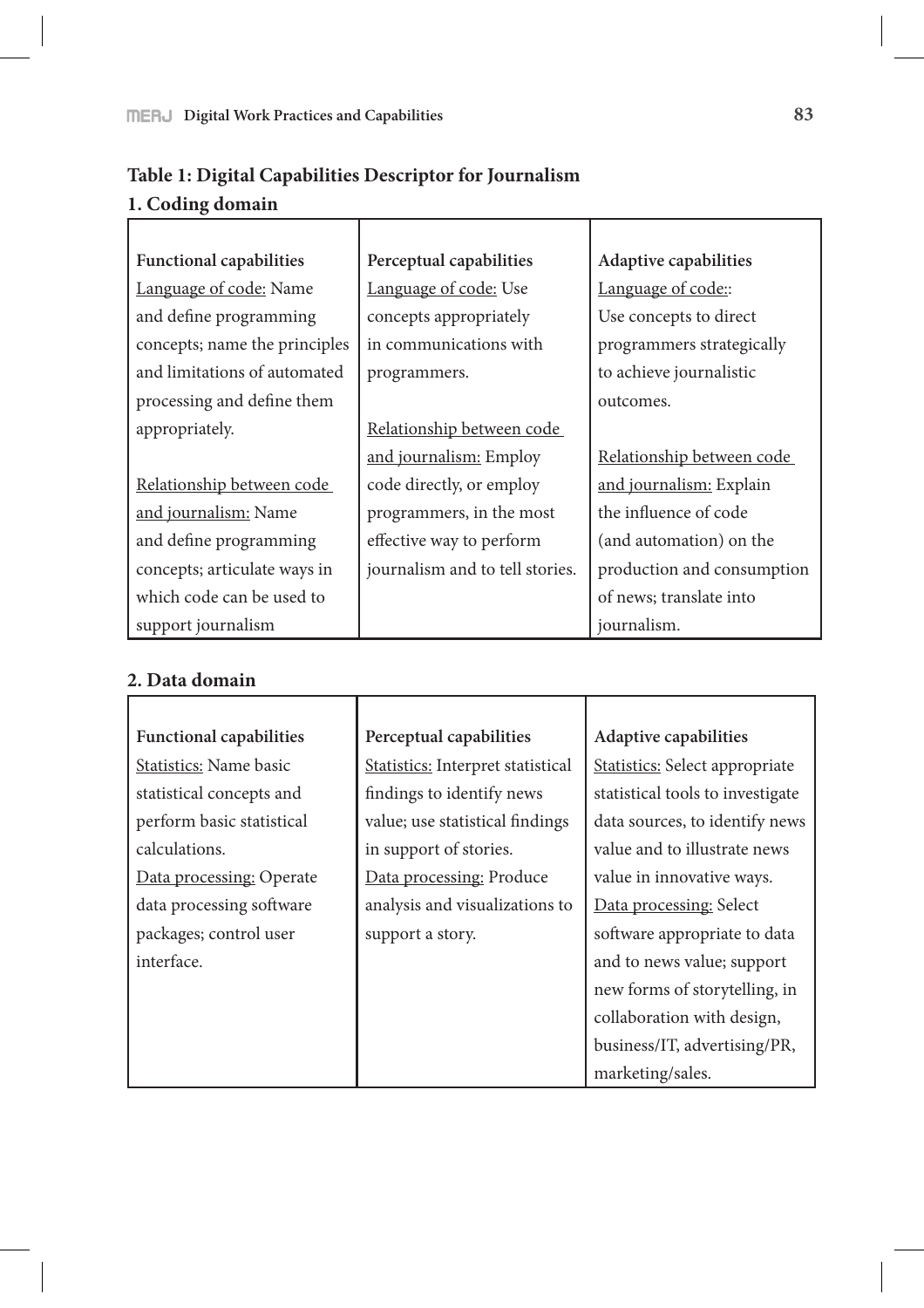**Table 1: Digital Capabilities Descriptor for Journalism**

**1. Coding domain**

| Functional capabilities | Perceptual capabilities | Adaptive capabilities |
|---|---|---|
| Language of code: Name and define programming concepts; name the principles and limitations of automated processing and define them appropriately.<br><br>Relationship between code and journalism: Name and define programming concepts; articulate ways in which code can be used to support journalism | Language of code: Use concepts appropriately in communications with programmers.<br><br>Relationship between code and journalism: Employ code directly, or employ programmers, in the most effective way to perform journalism and to tell stories. | Language of code:: Use concepts to direct programmers strategically to achieve journalistic outcomes.<br><br>Relationship between code and journalism: Explain the influence of code (and automation) on the production and consumption of news; translate into journalism. |

**2. Data domain**

| Functional capabilities | Perceptual capabilities | Adaptive capabilities |
|---|---|---|
| Statistics: Name basic statistical concepts and perform basic statistical calculations.<br>Data processing: Operate data processing software packages; control user interface. | Statistics: Interpret statistical findings to identify news value; use statistical findings in support of stories.<br>Data processing: Produce analysis and visualizations to support a story. | Statistics: Select appropriate statistical tools to investigate data sources, to identify news value and to illustrate news value in innovative ways.<br>Data processing: Select software appropriate to data and to news value; support new forms of storytelling, in collaboration with design, business/IT, advertising/PR, marketing/sales. |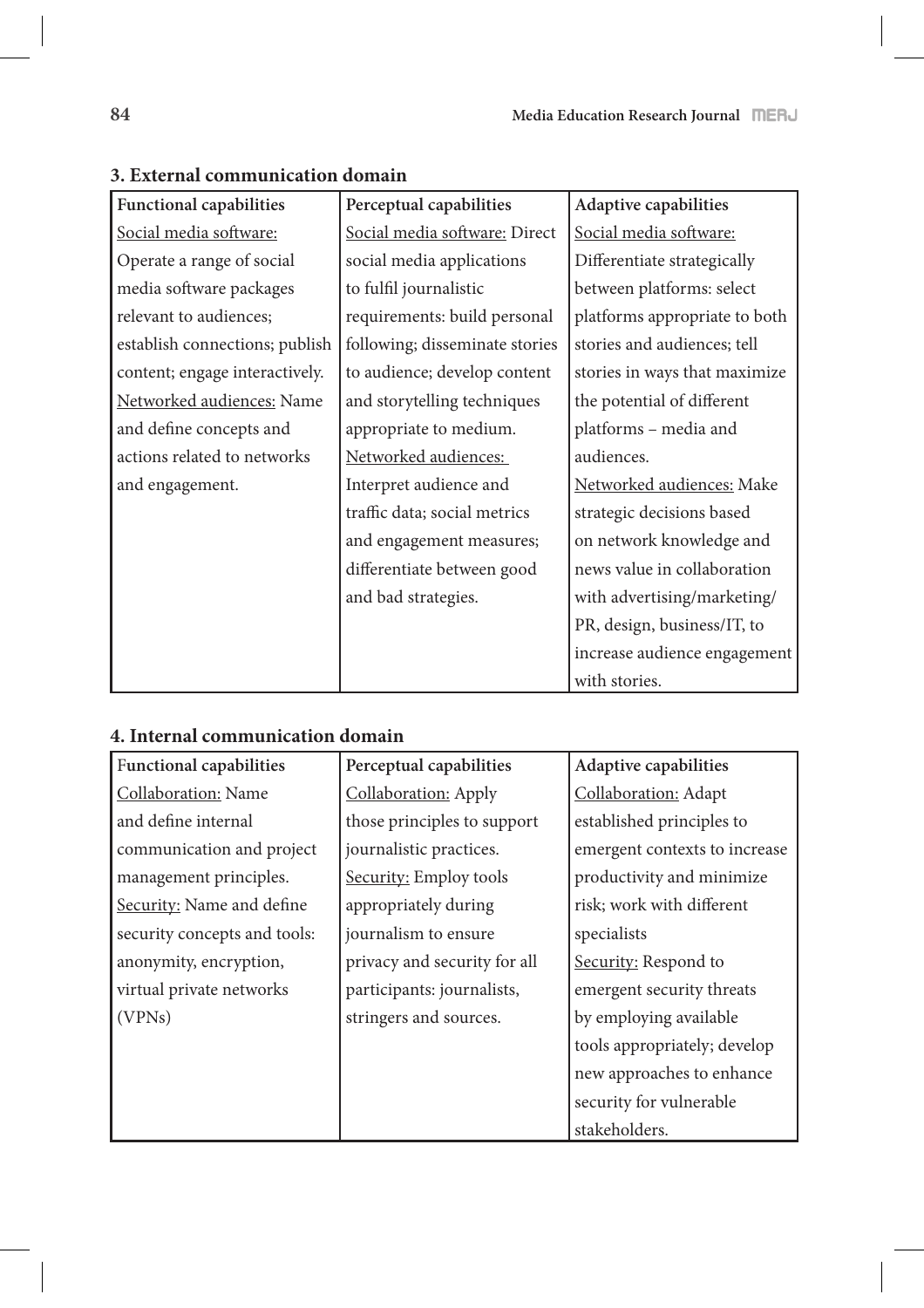### 3. External communication domain

| Functional capabilities | Perceptual capabilities | Adaptive capabilities |
| --- | --- | --- |
| Social media software: Operate a range of social media software packages relevant to audiences; establish connections; publish content; engage interactively. Networked audiences: Name and define concepts and actions related to networks and engagement. | Social media software: Direct social media applications to fulfil journalistic requirements: build personal following; disseminate stories to audience; develop content and storytelling techniques appropriate to medium. Networked audiences: Interpret audience and traffic data; social metrics and engagement measures; differentiate between good and bad strategies. | Social media software: Differentiate strategically between platforms: select platforms appropriate to both stories and audiences; tell stories in ways that maximize the potential of different platforms – media and audiences. Networked audiences: Make strategic decisions based on network knowledge and news value in collaboration with advertising/marketing/PR, design, business/IT, to increase audience engagement with stories. |

### 4. Internal communication domain

| Functional capabilities | Perceptual capabilities | Adaptive capabilities |
| --- | --- | --- |
| Collaboration: Name and define internal communication and project management principles. Security: Name and define security concepts and tools: anonymity, encryption, virtual private networks (VPNs) | Collaboration: Apply those principles to support journalistic practices. Security: Employ tools appropriately during journalism to ensure privacy and security for all participants: journalists, stringers and sources. | Collaboration: Adapt established principles to emergent contexts to increase productivity and minimize risk; work with different specialists Security: Respond to emergent security threats by employing available tools appropriately; develop new approaches to enhance security for vulnerable stakeholders. |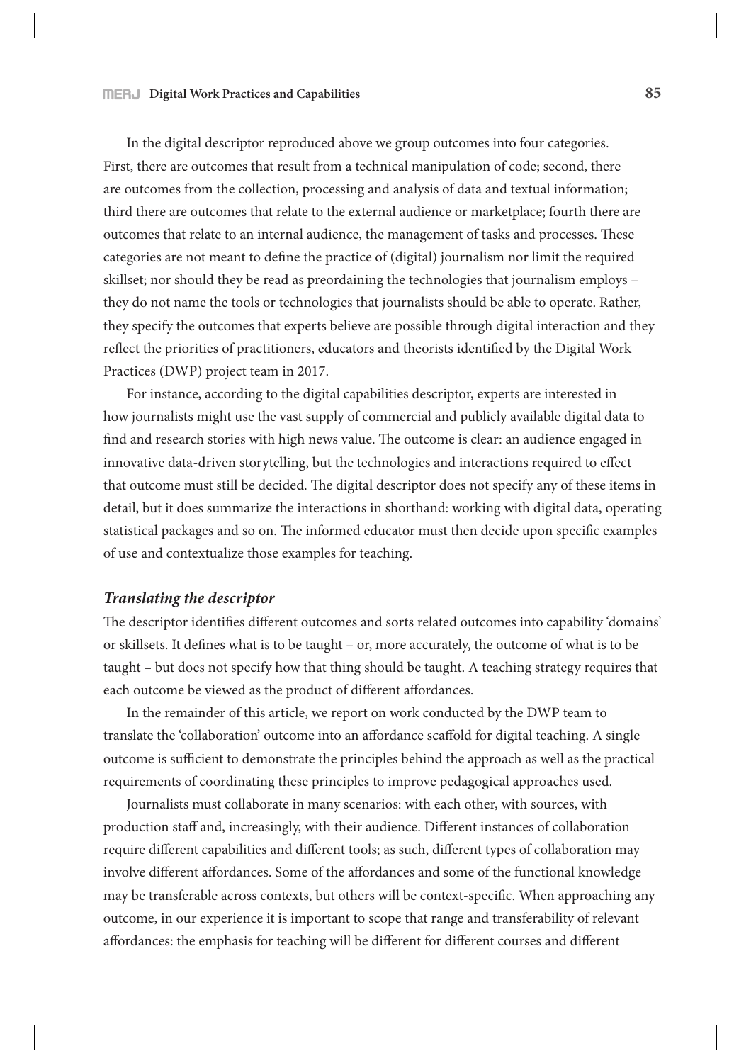In the digital descriptor reproduced above we group outcomes into four categories. First, there are outcomes that result from a technical manipulation of code; second, there are outcomes from the collection, processing and analysis of data and textual information; third there are outcomes that relate to the external audience or marketplace; fourth there are outcomes that relate to an internal audience, the management of tasks and processes. These categories are not meant to define the practice of (digital) journalism nor limit the required skillset; nor should they be read as preordaining the technologies that journalism employs – they do not name the tools or technologies that journalists should be able to operate. Rather, they specify the outcomes that experts believe are possible through digital interaction and they reflect the priorities of practitioners, educators and theorists identified by the Digital Work Practices (DWP) project team in 2017.

For instance, according to the digital capabilities descriptor, experts are interested in how journalists might use the vast supply of commercial and publicly available digital data to find and research stories with high news value. The outcome is clear: an audience engaged in innovative data-driven storytelling, but the technologies and interactions required to effect that outcome must still be decided. The digital descriptor does not specify any of these items in detail, but it does summarize the interactions in shorthand: working with digital data, operating statistical packages and so on. The informed educator must then decide upon specific examples of use and contextualize those examples for teaching.

### *Translating the descriptor*

The descriptor identifies different outcomes and sorts related outcomes into capability 'domains' or skillsets. It defines what is to be taught – or, more accurately, the outcome of what is to be taught – but does not specify how that thing should be taught. A teaching strategy requires that each outcome be viewed as the product of different affordances.

In the remainder of this article, we report on work conducted by the DWP team to translate the 'collaboration' outcome into an affordance scaffold for digital teaching. A single outcome is sufficient to demonstrate the principles behind the approach as well as the practical requirements of coordinating these principles to improve pedagogical approaches used.

Journalists must collaborate in many scenarios: with each other, with sources, with production staff and, increasingly, with their audience. Different instances of collaboration require different capabilities and different tools; as such, different types of collaboration may involve different affordances. Some of the affordances and some of the functional knowledge may be transferable across contexts, but others will be context-specific. When approaching any outcome, in our experience it is important to scope that range and transferability of relevant affordances: the emphasis for teaching will be different for different courses and different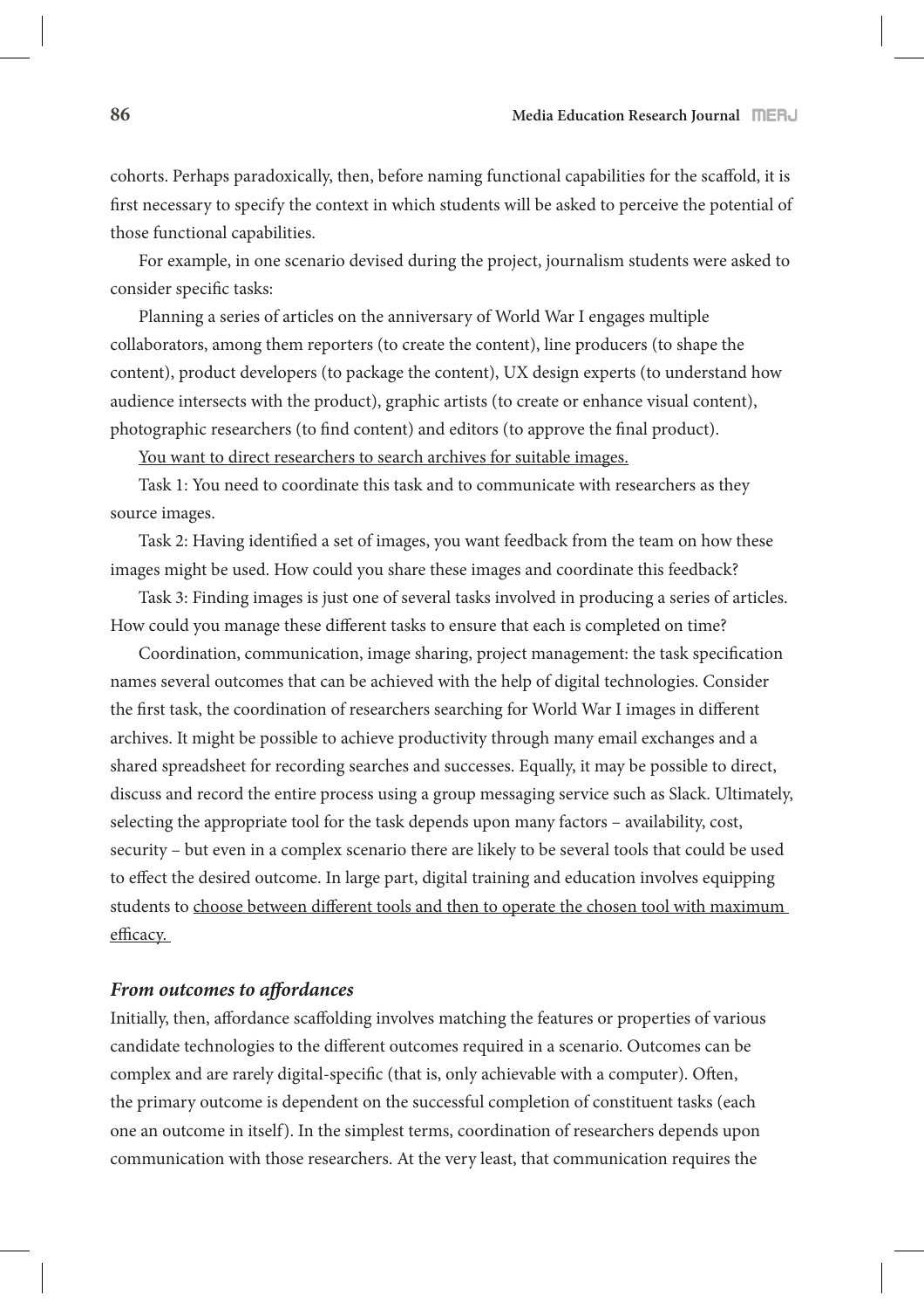cohorts. Perhaps paradoxically, then, before naming functional capabilities for the scaffold, it is first necessary to specify the context in which students will be asked to perceive the potential of those functional capabilities.

For example, in one scenario devised during the project, journalism students were asked to consider specific tasks:

Planning a series of articles on the anniversary of World War I engages multiple collaborators, among them reporters (to create the content), line producers (to shape the content), product developers (to package the content), UX design experts (to understand how audience intersects with the product), graphic artists (to create or enhance visual content), photographic researchers (to find content) and editors (to approve the final product).

<u>You want to direct researchers to search archives for suitable images.</u>

Task 1: You need to coordinate this task and to communicate with researchers as they source images.

Task 2: Having identified a set of images, you want feedback from the team on how these images might be used. How could you share these images and coordinate this feedback?

Task 3: Finding images is just one of several tasks involved in producing a series of articles. How could you manage these different tasks to ensure that each is completed on time?

Coordination, communication, image sharing, project management: the task specification names several outcomes that can be achieved with the help of digital technologies. Consider the first task, the coordination of researchers searching for World War I images in different archives. It might be possible to achieve productivity through many email exchanges and a shared spreadsheet for recording searches and successes. Equally, it may be possible to direct, discuss and record the entire process using a group messaging service such as Slack. Ultimately, selecting the appropriate tool for the task depends upon many factors – availability, cost, security – but even in a complex scenario there are likely to be several tools that could be used to effect the desired outcome. In large part, digital training and education involves equipping students to <u>choose between different tools and then to operate the chosen tool with maximum efficacy.</u>

### *From outcomes to affordances*

Initially, then, affordance scaffolding involves matching the features or properties of various candidate technologies to the different outcomes required in a scenario. Outcomes can be complex and are rarely digital-specific (that is, only achievable with a computer). Often, the primary outcome is dependent on the successful completion of constituent tasks (each one an outcome in itself). In the simplest terms, coordination of researchers depends upon communication with those researchers. At the very least, that communication requires the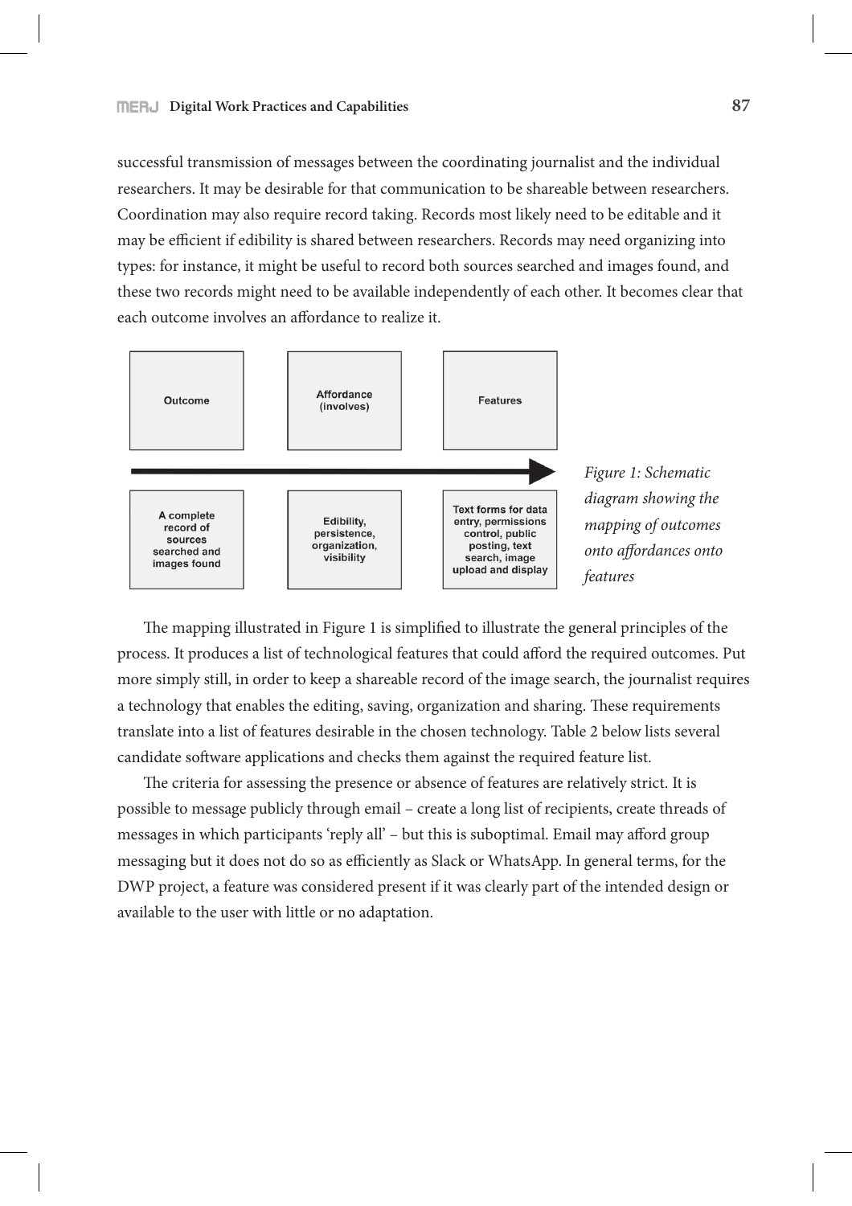successful transmission of messages between the coordinating journalist and the individual researchers. It may be desirable for that communication to be shareable between researchers. Coordination may also require record taking. Records most likely need to be editable and it may be efficient if edibility is shared between researchers. Records may need organizing into types: for instance, it might be useful to record both sources searched and images found, and these two records might need to be available independently of each other. It becomes clear that each outcome involves an affordance to realize it.

Outcome

Affordance (involves)

Features

A complete record of sources searched and images found

Edibility, persistence, organization, visibility

Text forms for data entry, permissions control, public posting, text search, image upload and display

*Figure 1: Schematic diagram showing the mapping of outcomes onto affordances onto features*

The mapping illustrated in Figure 1 is simplified to illustrate the general principles of the process. It produces a list of technological features that could afford the required outcomes. Put more simply still, in order to keep a shareable record of the image search, the journalist requires a technology that enables the editing, saving, organization and sharing. These requirements translate into a list of features desirable in the chosen technology. Table 2 below lists several candidate software applications and checks them against the required feature list.

The criteria for assessing the presence or absence of features are relatively strict. It is possible to message publicly through email – create a long list of recipients, create threads of messages in which participants 'reply all' – but this is suboptimal. Email may afford group messaging but it does not do so as efficiently as Slack or WhatsApp. In general terms, for the DWP project, a feature was considered present if it was clearly part of the intended design or available to the user with little or no adaptation.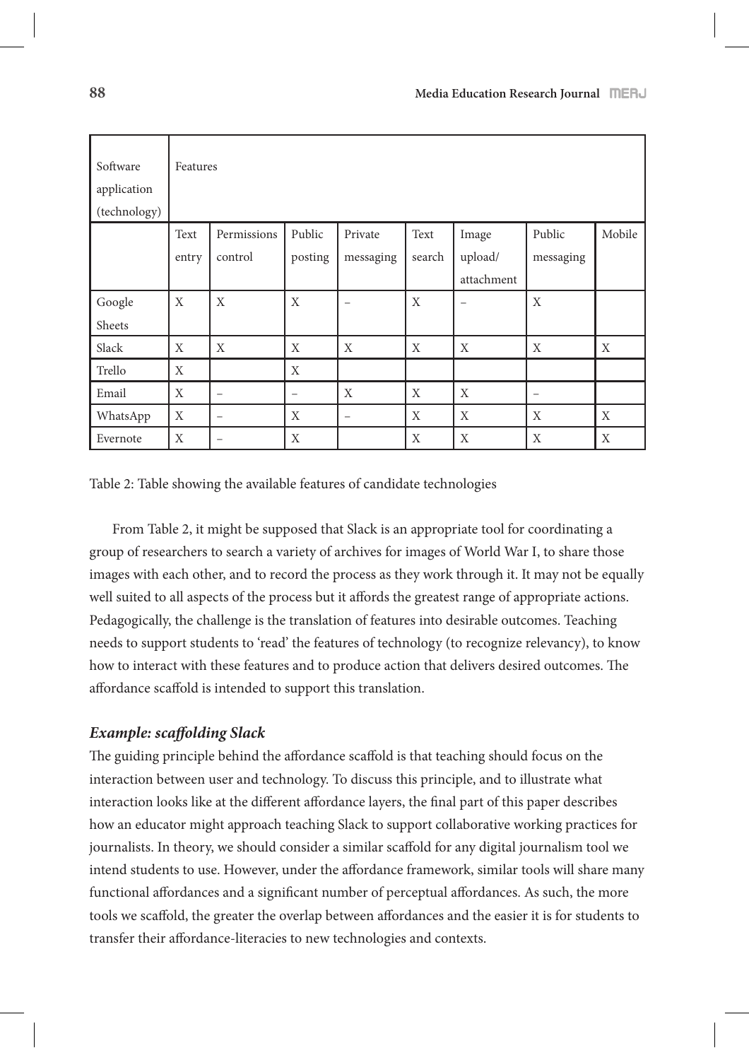| Software application (technology) | Features | | | | | | | |
|---|---|---|---|---|---|---|---|---|
| | Text entry | Permissions control | Public posting | Private messaging | Text search | Image upload/ attachment | Public messaging | Mobile |
| Google Sheets | X | X | X | – | X | – | X | |
| Slack | X | X | X | X | X | X | X | X |
| Trello | X | | X | | | | | |
| Email | X | – | – | X | X | X | – | |
| WhatsApp | X | – | X | – | X | X | X | X |
| Evernote | X | – | X | | X | X | X | X |

Table 2: Table showing the available features of candidate technologies

From Table 2, it might be supposed that Slack is an appropriate tool for coordinating a group of researchers to search a variety of archives for images of World War I, to share those images with each other, and to record the process as they work through it. It may not be equally well suited to all aspects of the process but it affords the greatest range of appropriate actions. Pedagogically, the challenge is the translation of features into desirable outcomes. Teaching needs to support students to 'read' the features of technology (to recognize relevancy), to know how to interact with these features and to produce action that delivers desired outcomes. The affordance scaffold is intended to support this translation.

### *Example: scaffolding Slack*

The guiding principle behind the affordance scaffold is that teaching should focus on the interaction between user and technology. To discuss this principle, and to illustrate what interaction looks like at the different affordance layers, the final part of this paper describes how an educator might approach teaching Slack to support collaborative working practices for journalists. In theory, we should consider a similar scaffold for any digital journalism tool we intend students to use. However, under the affordance framework, similar tools will share many functional affordances and a significant number of perceptual affordances. As such, the more tools we scaffold, the greater the overlap between affordances and the easier it is for students to transfer their affordance-literacies to new technologies and contexts.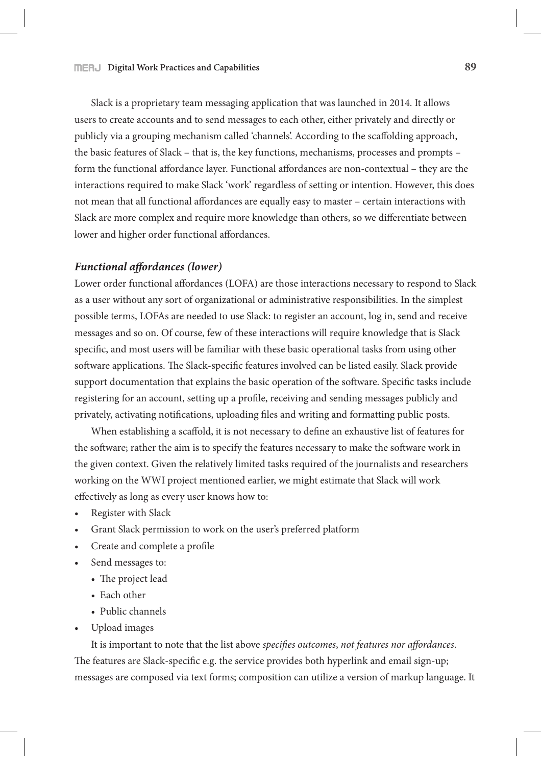Slack is a proprietary team messaging application that was launched in 2014. It allows users to create accounts and to send messages to each other, either privately and directly or publicly via a grouping mechanism called 'channels'. According to the scaffolding approach, the basic features of Slack – that is, the key functions, mechanisms, processes and prompts – form the functional affordance layer. Functional affordances are non-contextual – they are the interactions required to make Slack 'work' regardless of setting or intention. However, this does not mean that all functional affordances are equally easy to master – certain interactions with Slack are more complex and require more knowledge than others, so we differentiate between lower and higher order functional affordances.

### *Functional affordances (lower)*

Lower order functional affordances (LOFA) are those interactions necessary to respond to Slack as a user without any sort of organizational or administrative responsibilities. In the simplest possible terms, LOFAs are needed to use Slack: to register an account, log in, send and receive messages and so on. Of course, few of these interactions will require knowledge that is Slack specific, and most users will be familiar with these basic operational tasks from using other software applications. The Slack-specific features involved can be listed easily. Slack provide support documentation that explains the basic operation of the software. Specific tasks include registering for an account, setting up a profile, receiving and sending messages publicly and privately, activating notifications, uploading files and writing and formatting public posts.

When establishing a scaffold, it is not necessary to define an exhaustive list of features for the software; rather the aim is to specify the features necessary to make the software work in the given context. Given the relatively limited tasks required of the journalists and researchers working on the WWI project mentioned earlier, we might estimate that Slack will work effectively as long as every user knows how to:

- Register with Slack
- Grant Slack permission to work on the user's preferred platform
- Create and complete a profile
- Send messages to:
  - The project lead
  - Each other
  - Public channels
- Upload images

It is important to note that the list above *specifies outcomes*, *not features nor affordances*. The features are Slack-specific e.g. the service provides both hyperlink and email sign-up; messages are composed via text forms; composition can utilize a version of markup language. It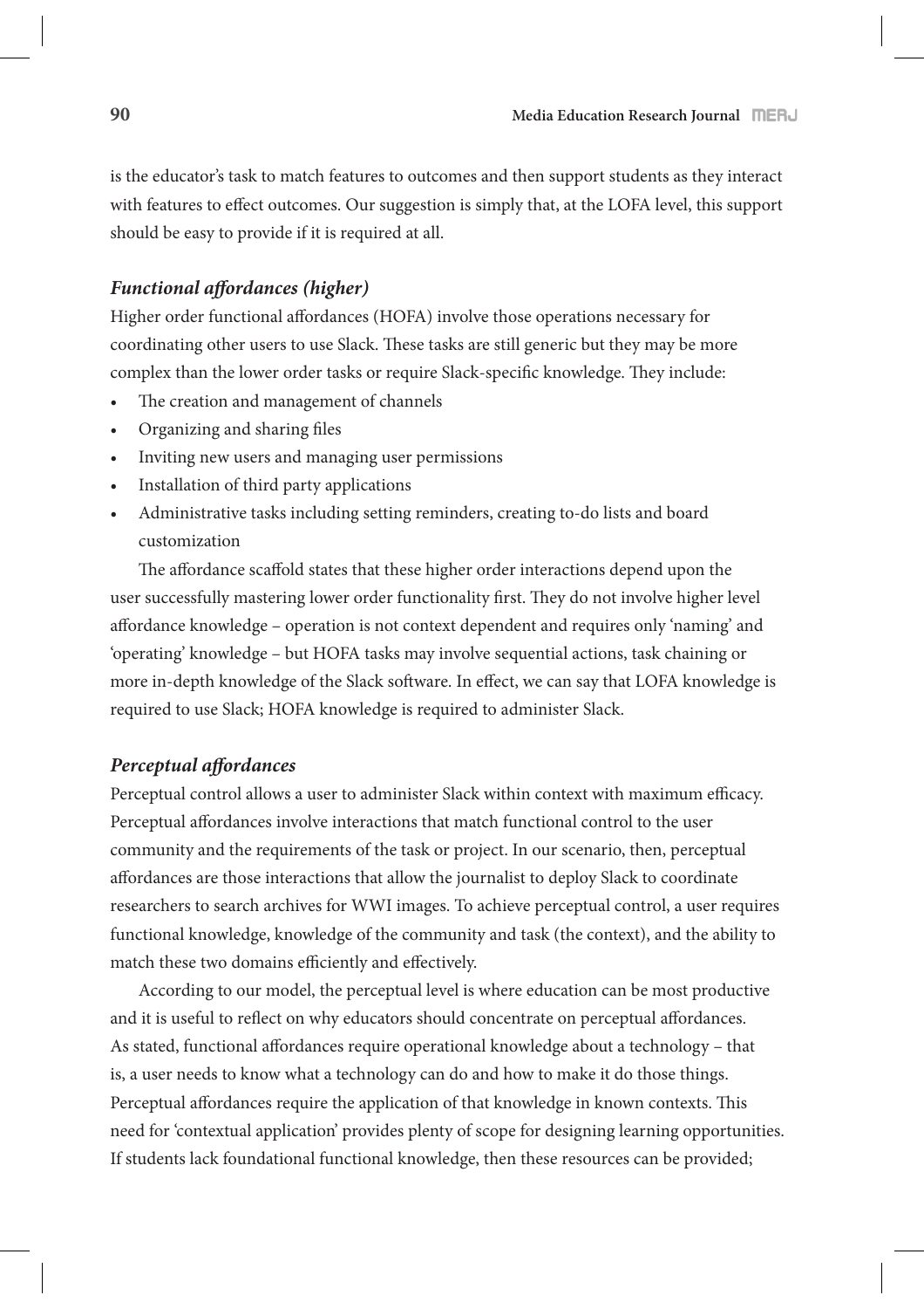is the educator's task to match features to outcomes and then support students as they interact with features to effect outcomes. Our suggestion is simply that, at the LOFA level, this support should be easy to provide if it is required at all.

### *Functional affordances (higher)*

Higher order functional affordances (HOFA) involve those operations necessary for coordinating other users to use Slack. These tasks are still generic but they may be more complex than the lower order tasks or require Slack-specific knowledge. They include:

- The creation and management of channels
- Organizing and sharing files
- Inviting new users and managing user permissions
- Installation of third party applications
- Administrative tasks including setting reminders, creating to-do lists and board customization

The affordance scaffold states that these higher order interactions depend upon the user successfully mastering lower order functionality first. They do not involve higher level affordance knowledge – operation is not context dependent and requires only 'naming' and 'operating' knowledge – but HOFA tasks may involve sequential actions, task chaining or more in-depth knowledge of the Slack software. In effect, we can say that LOFA knowledge is required to use Slack; HOFA knowledge is required to administer Slack.

### *Perceptual affordances*

Perceptual control allows a user to administer Slack within context with maximum efficacy. Perceptual affordances involve interactions that match functional control to the user community and the requirements of the task or project. In our scenario, then, perceptual affordances are those interactions that allow the journalist to deploy Slack to coordinate researchers to search archives for WWI images. To achieve perceptual control, a user requires functional knowledge, knowledge of the community and task (the context), and the ability to match these two domains efficiently and effectively.

According to our model, the perceptual level is where education can be most productive and it is useful to reflect on why educators should concentrate on perceptual affordances. As stated, functional affordances require operational knowledge about a technology – that is, a user needs to know what a technology can do and how to make it do those things. Perceptual affordances require the application of that knowledge in known contexts. This need for 'contextual application' provides plenty of scope for designing learning opportunities. If students lack foundational functional knowledge, then these resources can be provided;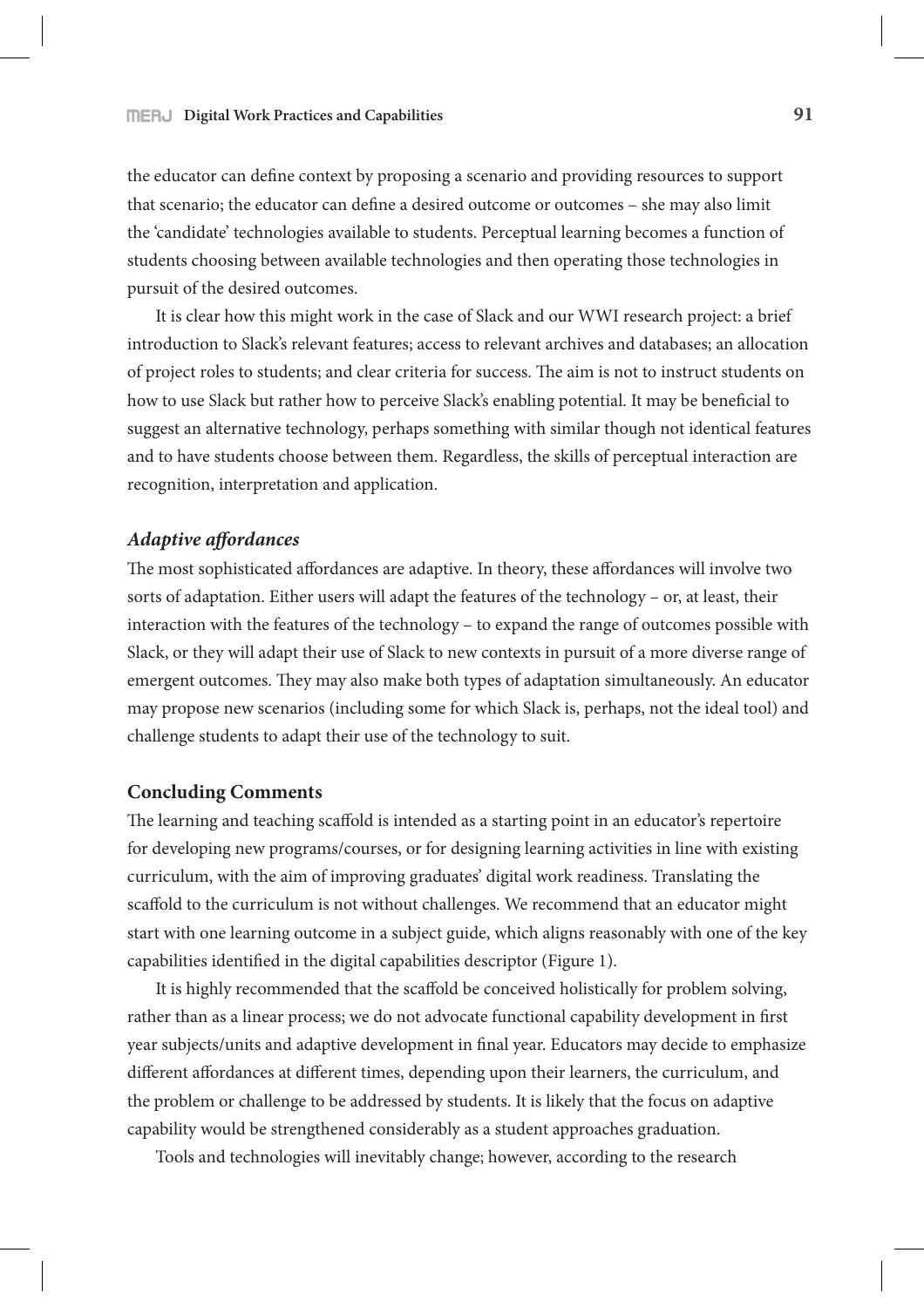the educator can define context by proposing a scenario and providing resources to support that scenario; the educator can define a desired outcome or outcomes – she may also limit the 'candidate' technologies available to students. Perceptual learning becomes a function of students choosing between available technologies and then operating those technologies in pursuit of the desired outcomes.

It is clear how this might work in the case of Slack and our WWI research project: a brief introduction to Slack's relevant features; access to relevant archives and databases; an allocation of project roles to students; and clear criteria for success. The aim is not to instruct students on how to use Slack but rather how to perceive Slack's enabling potential. It may be beneficial to suggest an alternative technology, perhaps something with similar though not identical features and to have students choose between them. Regardless, the skills of perceptual interaction are recognition, interpretation and application.

### *Adaptive affordances*

The most sophisticated affordances are adaptive. In theory, these affordances will involve two sorts of adaptation. Either users will adapt the features of the technology – or, at least, their interaction with the features of the technology – to expand the range of outcomes possible with Slack, or they will adapt their use of Slack to new contexts in pursuit of a more diverse range of emergent outcomes. They may also make both types of adaptation simultaneously. An educator may propose new scenarios (including some for which Slack is, perhaps, not the ideal tool) and challenge students to adapt their use of the technology to suit.

## Concluding Comments

The learning and teaching scaffold is intended as a starting point in an educator's repertoire for developing new programs/courses, or for designing learning activities in line with existing curriculum, with the aim of improving graduates' digital work readiness. Translating the scaffold to the curriculum is not without challenges. We recommend that an educator might start with one learning outcome in a subject guide, which aligns reasonably with one of the key capabilities identified in the digital capabilities descriptor (Figure 1).

It is highly recommended that the scaffold be conceived holistically for problem solving, rather than as a linear process; we do not advocate functional capability development in first year subjects/units and adaptive development in final year. Educators may decide to emphasize different affordances at different times, depending upon their learners, the curriculum, and the problem or challenge to be addressed by students. It is likely that the focus on adaptive capability would be strengthened considerably as a student approaches graduation.

Tools and technologies will inevitably change; however, according to the research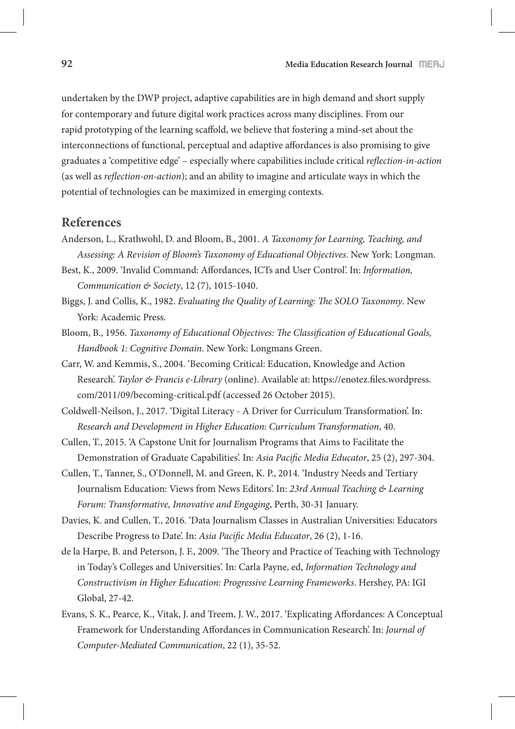undertaken by the DWP project, adaptive capabilities are in high demand and short supply for contemporary and future digital work practices across many disciplines. From our rapid prototyping of the learning scaffold, we believe that fostering a mind-set about the interconnections of functional, perceptual and adaptive affordances is also promising to give graduates a 'competitive edge' – especially where capabilities include critical *reflection-in-action* (as well as *reflection-on-action*); and an ability to imagine and articulate ways in which the potential of technologies can be maximized in emerging contexts.

## References

Anderson, L., Krathwohl, D. and Bloom, B., 2001. *A Taxonomy for Learning, Teaching, and Assessing: A Revision of Bloom's Taxonomy of Educational Objectives*. New York: Longman.

Best, K., 2009. 'Invalid Command: Affordances, ICTs and User Control'. In: *Information, Communication & Society*, 12 (7), 1015-1040.

Biggs, J. and Collis, K., 1982. *Evaluating the Quality of Learning: The SOLO Taxonomy*. New York: Academic Press.

Bloom, B., 1956. *Taxonomy of Educational Objectives: The Classification of Educational Goals, Handbook 1: Cognitive Domain*. New York: Longmans Green.

Carr, W. and Kemmis, S., 2004. 'Becoming Critical: Education, Knowledge and Action Research'. *Taylor & Francis e-Library* (online). Available at: https://enotez.files.wordpress.com/2011/09/becoming-critical.pdf (accessed 26 October 2015).

Coldwell-Neilson, J., 2017. 'Digital Literacy - A Driver for Curriculum Transformation'. In: *Research and Development in Higher Education: Curriculum Transformation*, 40.

Cullen, T., 2015. 'A Capstone Unit for Journalism Programs that Aims to Facilitate the Demonstration of Graduate Capabilities'. In: *Asia Pacific Media Educator*, 25 (2), 297-304.

Cullen, T., Tanner, S., O'Donnell, M. and Green, K. P., 2014. 'Industry Needs and Tertiary Journalism Education: Views from News Editors'. In: *23rd Annual Teaching & Learning Forum: Transformative, Innovative and Engaging*, Perth, 30-31 January.

Davies, K. and Cullen, T., 2016. 'Data Journalism Classes in Australian Universities: Educators Describe Progress to Date'. In: *Asia Pacific Media Educator*, 26 (2), 1-16.

de la Harpe, B. and Peterson, J. F., 2009. 'The Theory and Practice of Teaching with Technology in Today's Colleges and Universities'. In: Carla Payne, ed, *Information Technology and Constructivism in Higher Education: Progressive Learning Frameworks*. Hershey, PA: IGI Global, 27-42.

Evans, S. K., Pearce, K., Vitak, J. and Treem, J. W., 2017. 'Explicating Affordances: A Conceptual Framework for Understanding Affordances in Communication Research'. In: *Journal of Computer-Mediated Communication*, 22 (1), 35-52.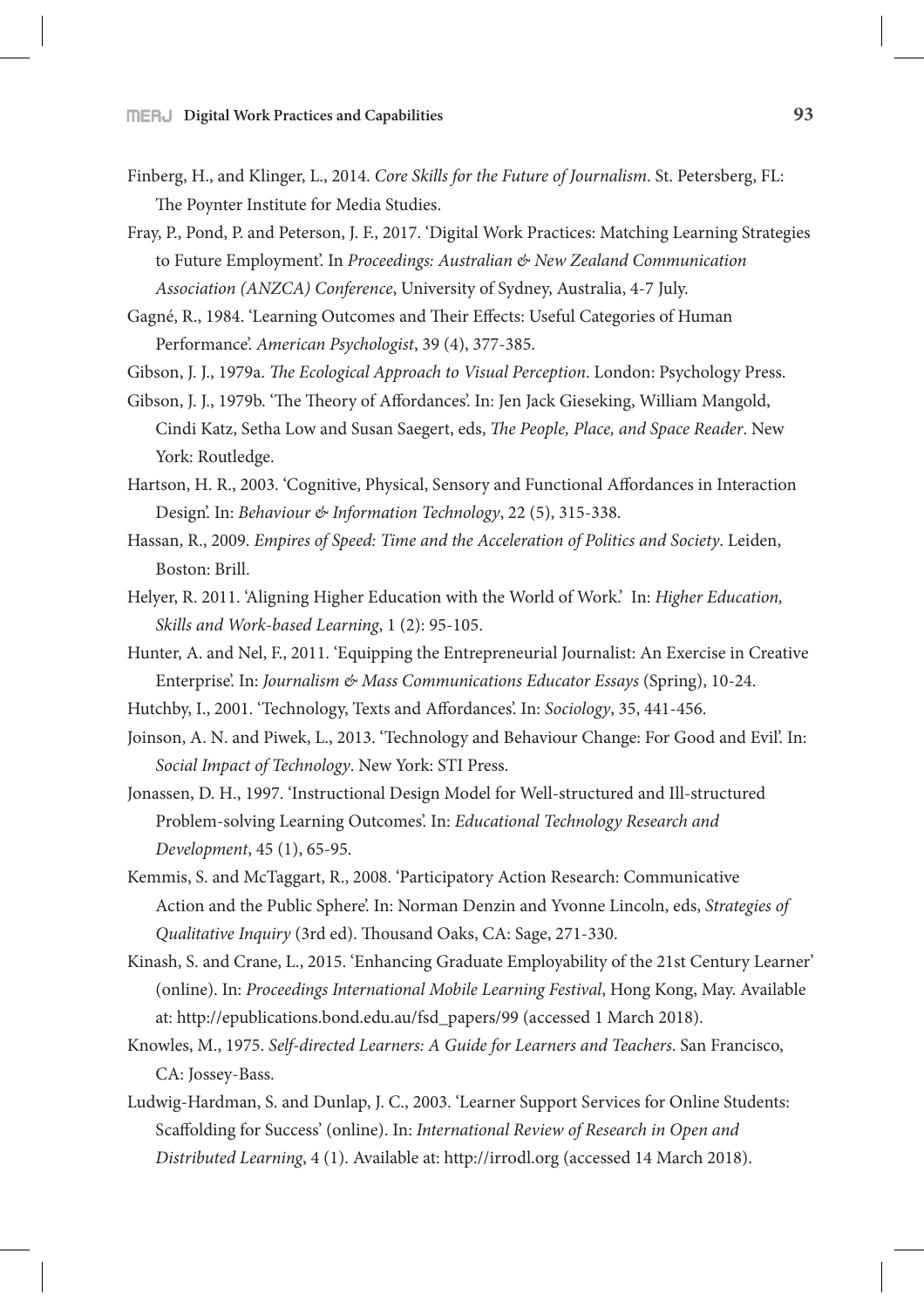Finberg, H., and Klinger, L., 2014. *Core Skills for the Future of Journalism*. St. Petersberg, FL: The Poynter Institute for Media Studies.

Fray, P., Pond, P. and Peterson, J. F., 2017. 'Digital Work Practices: Matching Learning Strategies to Future Employment'. In *Proceedings: Australian & New Zealand Communication Association (ANZCA) Conference*, University of Sydney, Australia, 4-7 July.

Gagné, R., 1984. 'Learning Outcomes and Their Effects: Useful Categories of Human Performance'. *American Psychologist*, 39 (4), 377-385.

Gibson, J. J., 1979a. *The Ecological Approach to Visual Perception*. London: Psychology Press.

Gibson, J. J., 1979b. 'The Theory of Affordances'. In: Jen Jack Gieseking, William Mangold, Cindi Katz, Setha Low and Susan Saegert, eds, *The People, Place, and Space Reader*. New York: Routledge.

Hartson, H. R., 2003. 'Cognitive, Physical, Sensory and Functional Affordances in Interaction Design'. In: *Behaviour & Information Technology*, 22 (5), 315-338.

Hassan, R., 2009. *Empires of Speed: Time and the Acceleration of Politics and Society*. Leiden, Boston: Brill.

Helyer, R. 2011. 'Aligning Higher Education with the World of Work.' In: *Higher Education, Skills and Work-based Learning*, 1 (2): 95-105.

Hunter, A. and Nel, F., 2011. 'Equipping the Entrepreneurial Journalist: An Exercise in Creative Enterprise'. In: *Journalism & Mass Communications Educator Essays* (Spring), 10-24.

Hutchby, I., 2001. 'Technology, Texts and Affordances'. In: *Sociology*, 35, 441-456.

Joinson, A. N. and Piwek, L., 2013. 'Technology and Behaviour Change: For Good and Evil'. In: *Social Impact of Technology*. New York: STI Press.

Jonassen, D. H., 1997. 'Instructional Design Model for Well-structured and Ill-structured Problem-solving Learning Outcomes'. In: *Educational Technology Research and Development*, 45 (1), 65-95.

Kemmis, S. and McTaggart, R., 2008. 'Participatory Action Research: Communicative Action and the Public Sphere'. In: Norman Denzin and Yvonne Lincoln, eds, *Strategies of Qualitative Inquiry* (3rd ed). Thousand Oaks, CA: Sage, 271-330.

Kinash, S. and Crane, L., 2015. 'Enhancing Graduate Employability of the 21st Century Learner' (online). In: *Proceedings International Mobile Learning Festival*, Hong Kong, May. Available at: http://epublications.bond.edu.au/fsd_papers/99 (accessed 1 March 2018).

Knowles, M., 1975. *Self-directed Learners: A Guide for Learners and Teachers*. San Francisco, CA: Jossey-Bass.

Ludwig-Hardman, S. and Dunlap, J. C., 2003. 'Learner Support Services for Online Students: Scaffolding for Success' (online). In: *International Review of Research in Open and Distributed Learning*, 4 (1). Available at: http://irrodl.org (accessed 14 March 2018).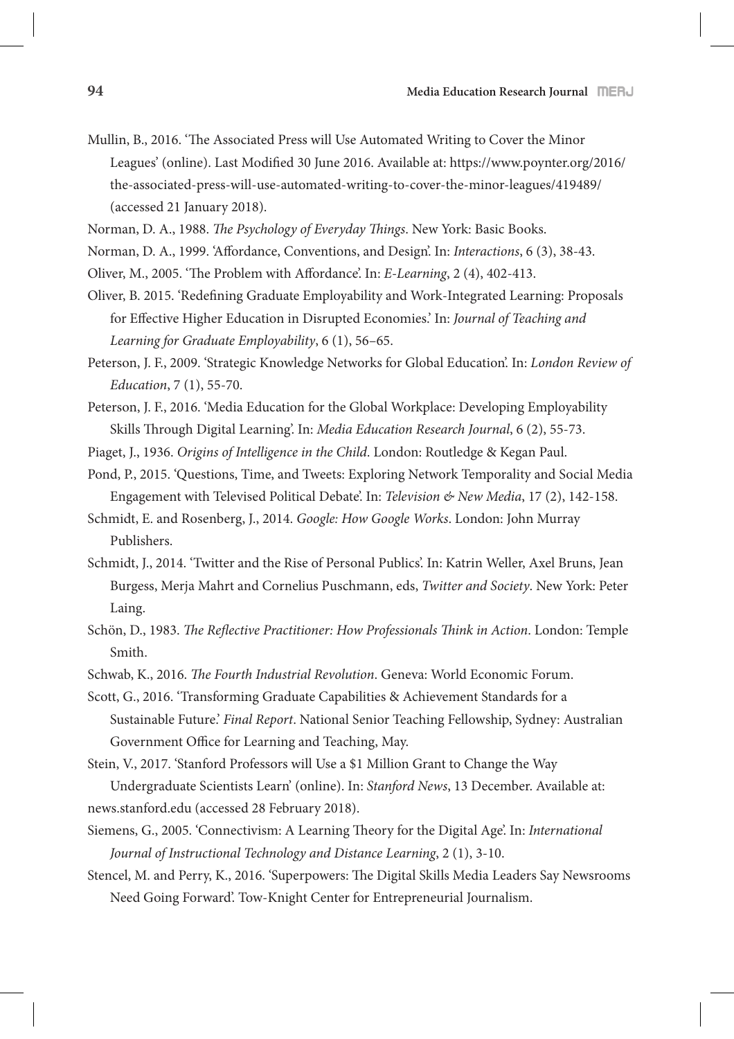Mullin, B., 2016. 'The Associated Press will Use Automated Writing to Cover the Minor Leagues' (online). Last Modified 30 June 2016. Available at: https://www.poynter.org/2016/the-associated-press-will-use-automated-writing-to-cover-the-minor-leagues/419489/ (accessed 21 January 2018).

Norman, D. A., 1988. *The Psychology of Everyday Things*. New York: Basic Books.

Norman, D. A., 1999. 'Affordance, Conventions, and Design'. In: *Interactions*, 6 (3), 38-43.

Oliver, M., 2005. 'The Problem with Affordance'. In: *E-Learning*, 2 (4), 402-413.

Oliver, B. 2015. 'Redefining Graduate Employability and Work-Integrated Learning: Proposals for Effective Higher Education in Disrupted Economies.' In: *Journal of Teaching and Learning for Graduate Employability*, 6 (1), 56–65.

Peterson, J. F., 2009. 'Strategic Knowledge Networks for Global Education'. In: *London Review of Education*, 7 (1), 55-70.

Peterson, J. F., 2016. 'Media Education for the Global Workplace: Developing Employability Skills Through Digital Learning'. In: *Media Education Research Journal*, 6 (2), 55-73.

Piaget, J., 1936. *Origins of Intelligence in the Child*. London: Routledge & Kegan Paul.

Pond, P., 2015. 'Questions, Time, and Tweets: Exploring Network Temporality and Social Media Engagement with Televised Political Debate'. In: *Television & New Media*, 17 (2), 142-158.

Schmidt, E. and Rosenberg, J., 2014. *Google: How Google Works*. London: John Murray Publishers.

Schmidt, J., 2014. 'Twitter and the Rise of Personal Publics'. In: Katrin Weller, Axel Bruns, Jean Burgess, Merja Mahrt and Cornelius Puschmann, eds, *Twitter and Society*. New York: Peter Laing.

Schön, D., 1983. *The Reflective Practitioner: How Professionals Think in Action*. London: Temple Smith.

Schwab, K., 2016. *The Fourth Industrial Revolution*. Geneva: World Economic Forum.

Scott, G., 2016. 'Transforming Graduate Capabilities & Achievement Standards for a Sustainable Future.' *Final Report*. National Senior Teaching Fellowship, Sydney: Australian Government Office for Learning and Teaching, May.

Stein, V., 2017. 'Stanford Professors will Use a $1 Million Grant to Change the Way Undergraduate Scientists Learn' (online). In: *Stanford News*, 13 December. Available at: news.stanford.edu (accessed 28 February 2018).

Siemens, G., 2005. 'Connectivism: A Learning Theory for the Digital Age'. In: *International Journal of Instructional Technology and Distance Learning*, 2 (1), 3-10.

Stencel, M. and Perry, K., 2016. 'Superpowers: The Digital Skills Media Leaders Say Newsrooms Need Going Forward'. Tow-Knight Center for Entrepreneurial Journalism.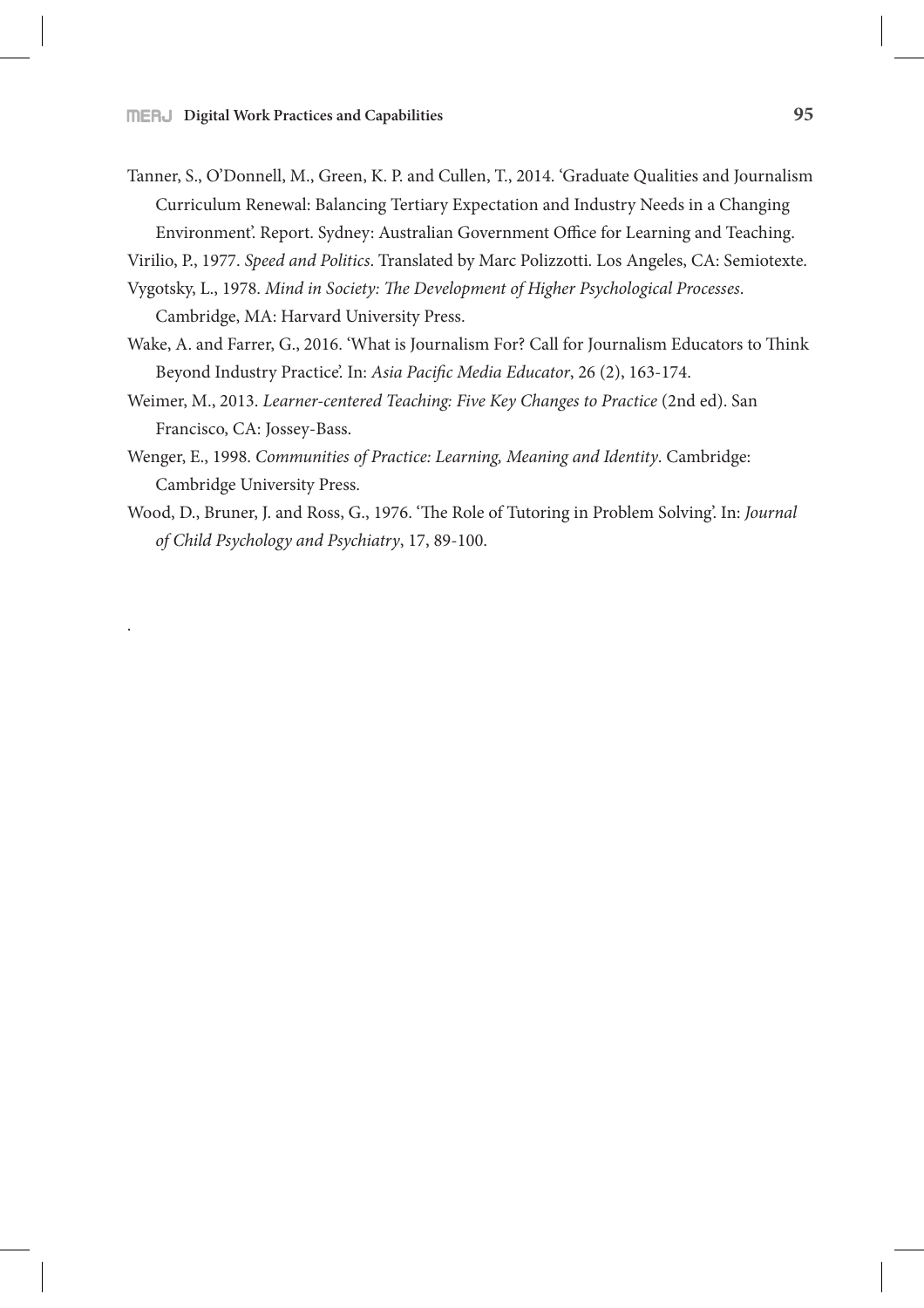Tanner, S., O'Donnell, M., Green, K. P. and Cullen, T., 2014. 'Graduate Qualities and Journalism Curriculum Renewal: Balancing Tertiary Expectation and Industry Needs in a Changing Environment'. Report. Sydney: Australian Government Office for Learning and Teaching.

Virilio, P., 1977. *Speed and Politics*. Translated by Marc Polizzotti. Los Angeles, CA: Semiotexte.

Vygotsky, L., 1978. *Mind in Society: The Development of Higher Psychological Processes*. Cambridge, MA: Harvard University Press.

Wake, A. and Farrer, G., 2016. 'What is Journalism For? Call for Journalism Educators to Think Beyond Industry Practice'. In: *Asia Pacific Media Educator*, 26 (2), 163-174.

Weimer, M., 2013. *Learner-centered Teaching: Five Key Changes to Practice* (2nd ed). San Francisco, CA: Jossey-Bass.

Wenger, E., 1998. *Communities of Practice: Learning, Meaning and Identity*. Cambridge: Cambridge University Press.

Wood, D., Bruner, J. and Ross, G., 1976. 'The Role of Tutoring in Problem Solving'. In: *Journal of Child Psychology and Psychiatry*, 17, 89-100.